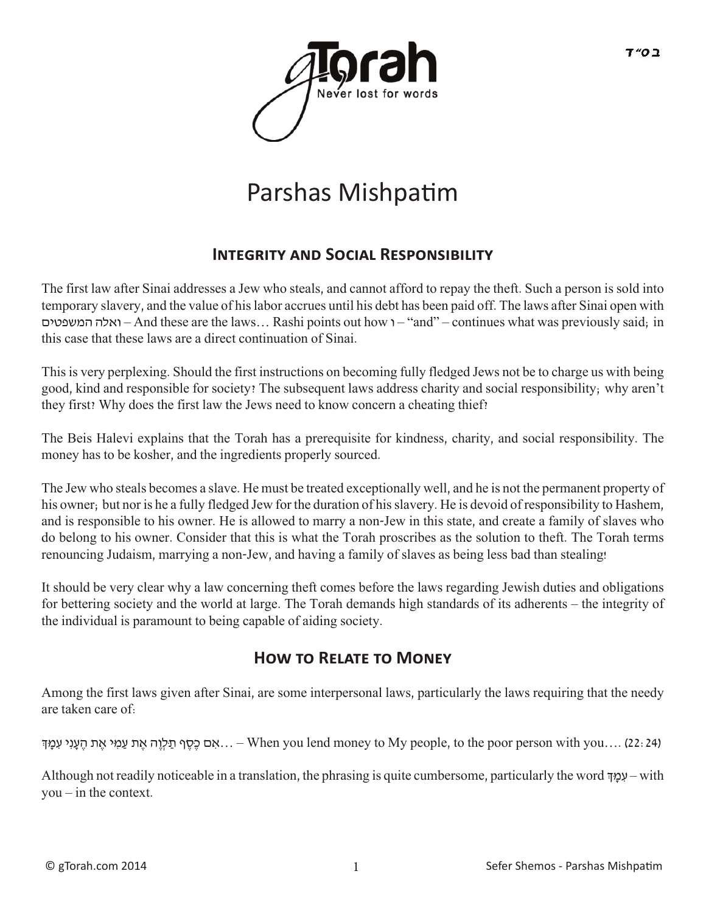# Parshas Mishpatim

## Integrity and Social Responsibility

The first law after Sinai addresses a Jew who steals, and cannot afford to repay the theft. Such a person is sold into temporary slavery, and the value of his labor accrues until his debt has been paid off. The laws after Sinai open with ואלה המשפטים – And these are the laws… Rashi points out how ו – "and" – continues what was previously said; in this case that these laws are a direct continuation of Sinai.

This is very perplexing. Should the first instructions on becoming fully fledged Jews not be to charge us with being good, kind and responsible for society? The subsequent laws address charity and social responsibility; why aren't they first? Why does the first law the Jews need to know concern a cheating thief?

The Beis Halevi explains that the Torah has a prerequisite for kindness, charity, and social responsibility. The money has to be kosher, and the ingredients properly sourced.

The Jew who steals becomes a slave. He must be treated exceptionally well, and he is not the permanent property of his owner; but nor is he a fully fledged Jew for the duration of his slavery. He is devoid of responsibility to Hashem, and is responsible to his owner. He is allowed to marry a non-Jew in this state, and create a family of slaves who do belong to his owner. Consider that this is what the Torah proscribes as the solution to theft. The Torah terms renouncing Judaism, marrying a non-Jew, and having a family of slaves as being less bad than stealing!

It should be very clear why a law concerning theft comes before the laws regarding Jewish duties and obligations for bettering society and the world at large. The Torah demands high standards of its adherents – the integrity of the individual is paramount to being capable of aiding society.

## How to Relate to Money

Among the first laws given after Sinai, are some interpersonal laws, particularly the laws requiring that the needy are taken care of:

אִם כֶּסֶף תַּלְוֶה אֶת עַמִּי אֶת הֶעָנִי עִמָּךְ… – When you lend money to My people, to the poor person with you…. (22:24)

Although not readily noticeable in a translation, the phrasing is quite cumbersome, particularly the word עִמָּךְ – with you – in the context.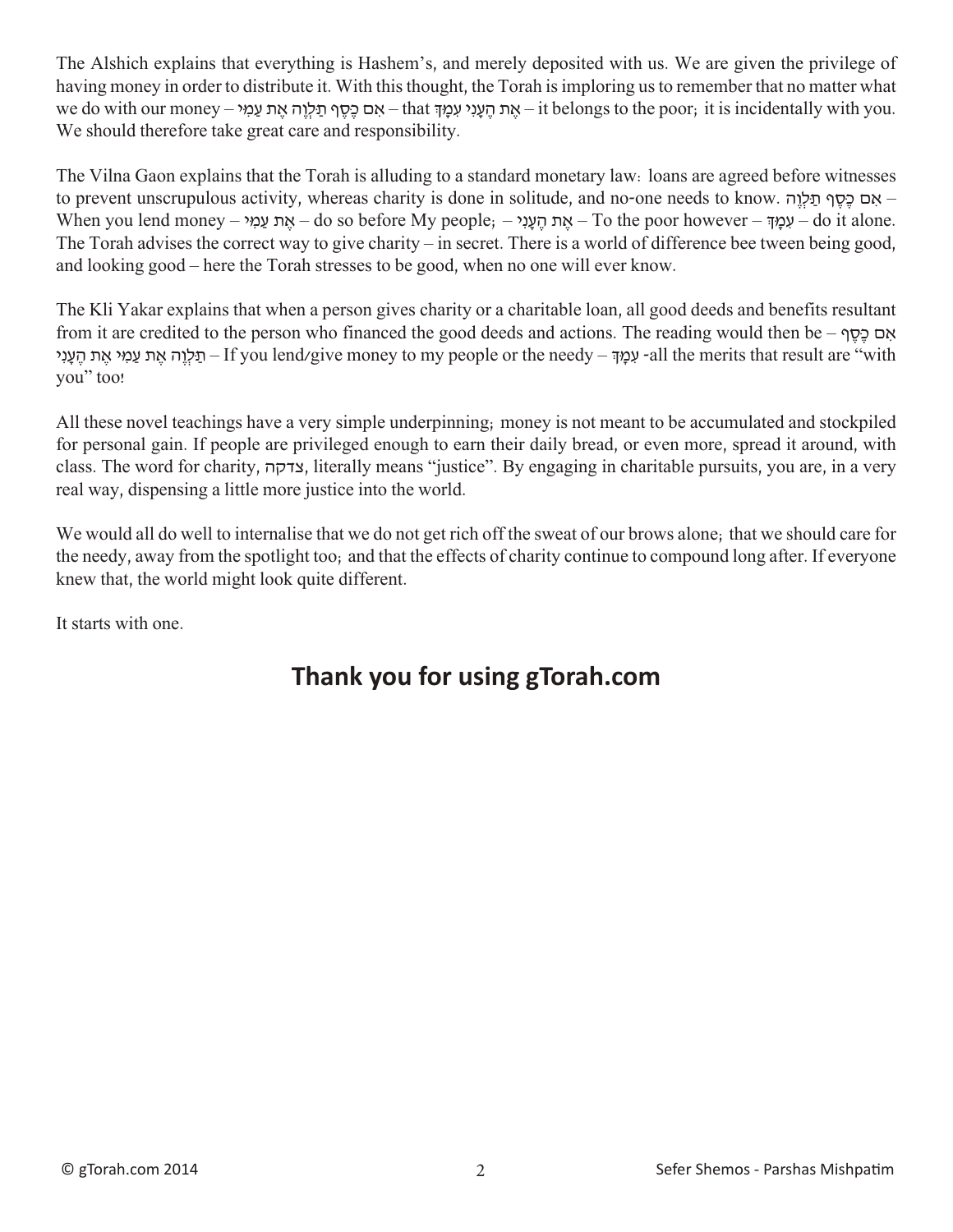The Alshich explains that everything is Hashem's, and merely deposited with us. We are given the privilege of having money in order to distribute it. With this thought, the Torah is imploring us to remember that no matter what we do with our money – אִם כֶּסֶף תַּלְוֶה אֶת עַמִּי – that אֶת הֶעָנִי עִמָּךְ – it belongs to the poor; it is incidentally with you. We should therefore take great care and responsibility.

The Vilna Gaon explains that the Torah is alluding to a standard monetary law: loans are agreed before witnesses to prevent unscrupulous activity, whereas charity is done in solitude, and no-one needs to know. אִם כֶּסֶף תַּלְוֶה – When you lend money – אֶת עַמִּי – do so before My people; – אֶת הֶעָנִי – To the poor however – עִמָּךְ – do it alone. The Torah advises the correct way to give charity – in secret. There is a world of difference bee tween being good, and looking good – here the Torah stresses to be good, when no one will ever know.

The Kli Yakar explains that when a person gives charity or a charitable loan, all good deeds and benefits resultant from it are credited to the person who financed the good deeds and actions. The reading would then be – אִם כֶּסֶף תַּלְוֶה אֶת עַמִּי אֶת הֶעָנִי – If you lend/give money to my people or the needy – עִמָּךְ -all the merits that result are "with you" too!

All these novel teachings have a very simple underpinning; money is not meant to be accumulated and stockpiled for personal gain. If people are privileged enough to earn their daily bread, or even more, spread it around, with class. The word for charity, צדקה, literally means "justice". By engaging in charitable pursuits, you are, in a very real way, dispensing a little more justice into the world.

We would all do well to internalise that we do not get rich off the sweat of our brows alone; that we should care for the needy, away from the spotlight too; and that the effects of charity continue to compound long after. If everyone knew that, the world might look quite different.

It starts with one.

## Thank you for using gTorah.com